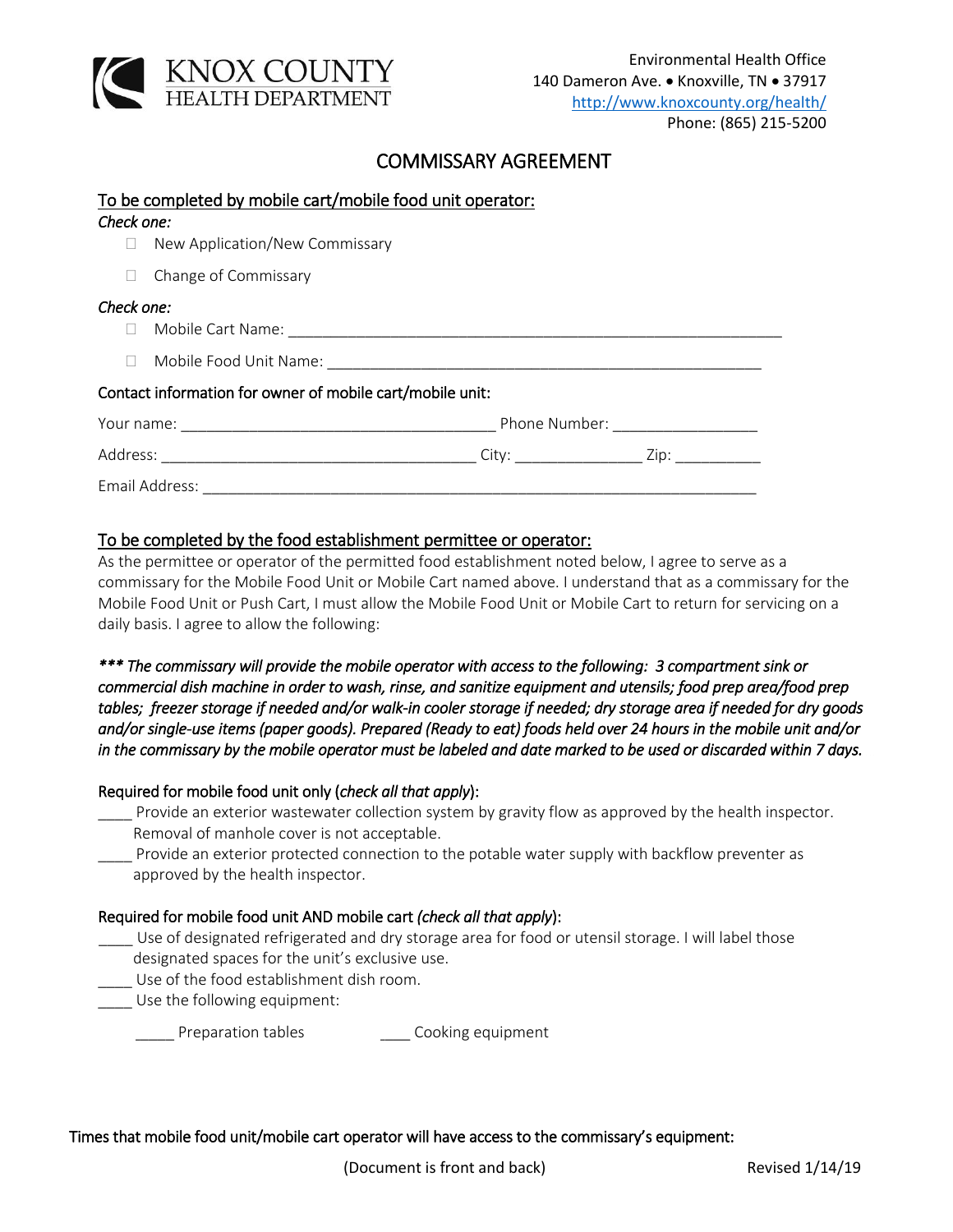KNOX COUNTY
HEALTH DEPARTMENT

Environmental Health Office
140 Dameron Ave. • Knoxville, TN • 37917
http://www.knoxcounty.org/health/
Phone: (865) 215-5200

# COMMISSARY AGREEMENT

## To be completed by mobile cart/mobile food unit operator:

*Check one:*

- ☐ New Application/New Commissary
- ☐ Change of Commissary

*Check one:*

- ☐ Mobile Cart Name: ____________________________________________________________
- ☐ Mobile Food Unit Name: ______________________________________________________

Contact information for owner of mobile cart/mobile unit:

Your name: _____________________________________ Phone Number: _________________

Address: _____________________________________ City: _______________ Zip: __________

Email Address: ____________________________________________________________________

## To be completed by the food establishment permittee or operator:

As the permittee or operator of the permitted food establishment noted below, I agree to serve as a commissary for the Mobile Food Unit or Mobile Cart named above. I understand that as a commissary for the Mobile Food Unit or Push Cart, I must allow the Mobile Food Unit or Mobile Cart to return for servicing on a daily basis. I agree to allow the following:

***\*\*\* The commissary will provide the mobile operator with access to the following: 3 compartment sink or commercial dish machine in order to wash, rinse, and sanitize equipment and utensils; food prep area/food prep tables; freezer storage if needed and/or walk-in cooler storage if needed; dry storage area if needed for dry goods and/or single-use items (paper goods). Prepared (Ready to eat) foods held over 24 hours in the mobile unit and/or in the commissary by the mobile operator must be labeled and date marked to be used or discarded within 7 days.***

Required for mobile food unit only (*check all that apply*):

____ Provide an exterior wastewater collection system by gravity flow as approved by the health inspector. Removal of manhole cover is not acceptable.

____ Provide an exterior protected connection to the potable water supply with backflow preventer as approved by the health inspector.

Required for mobile food unit AND mobile cart *(check all that apply*):

____ Use of designated refrigerated and dry storage area for food or utensil storage. I will label those designated spaces for the unit's exclusive use.

____ Use of the food establishment dish room.

____ Use the following equipment:

_____ Preparation tables ____ Cooking equipment

Times that mobile food unit/mobile cart operator will have access to the commissary's equipment:

(Document is front and back) Revised 1/14/19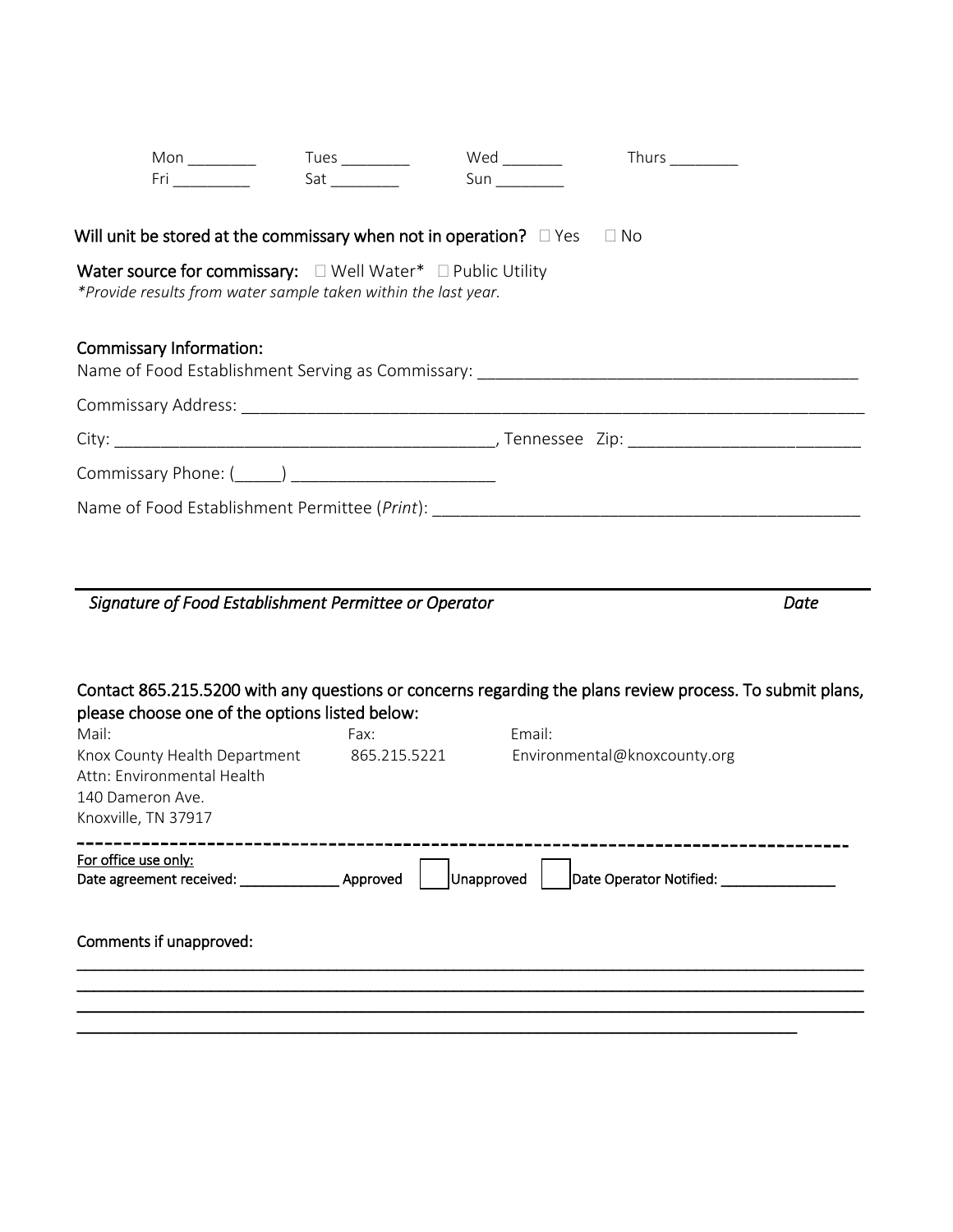Mon ________ Tues ________ Wed _______ Thurs ________
Fri _________ Sat ________ Sun ________

**Will unit be stored at the commissary when not in operation?** ☐ Yes ☐ No

**Water source for commissary:** ☐ Well Water* ☐ Public Utility

*\*Provide results from water sample taken within the last year.*

**Commissary Information:**

Name of Food Establishment Serving as Commissary: ___________________________________________

Commissary Address: ___________________________________________________________________

City: __________________________________________, Tennessee Zip: _________________________

Commissary Phone: (_____) ______________________

Name of Food Establishment Permittee (*Print*): _______________________________________________

______________________________________________________________________________

*Signature of Food Establishment Permittee or Operator* *Date*

**Contact 865.215.5200 with any questions or concerns regarding the plans review process. To submit plans, please choose one of the options listed below:**

| Mail: | Fax: | Email: |
|---|---|---|
| Knox County Health Department<br>Attn: Environmental Health<br>140 Dameron Ave.<br>Knoxville, TN 37917 | 865.215.5221 | Environmental@knoxcounty.org |

---

**For office use only:**

**Date agreement received: _____________ Approved ☐ Unapproved ☐ Date Operator Notified: _______________**

**Comments if unapproved:**

______________________________________________________________________________

______________________________________________________________________________

______________________________________________________________________________

______________________________________________________________________________